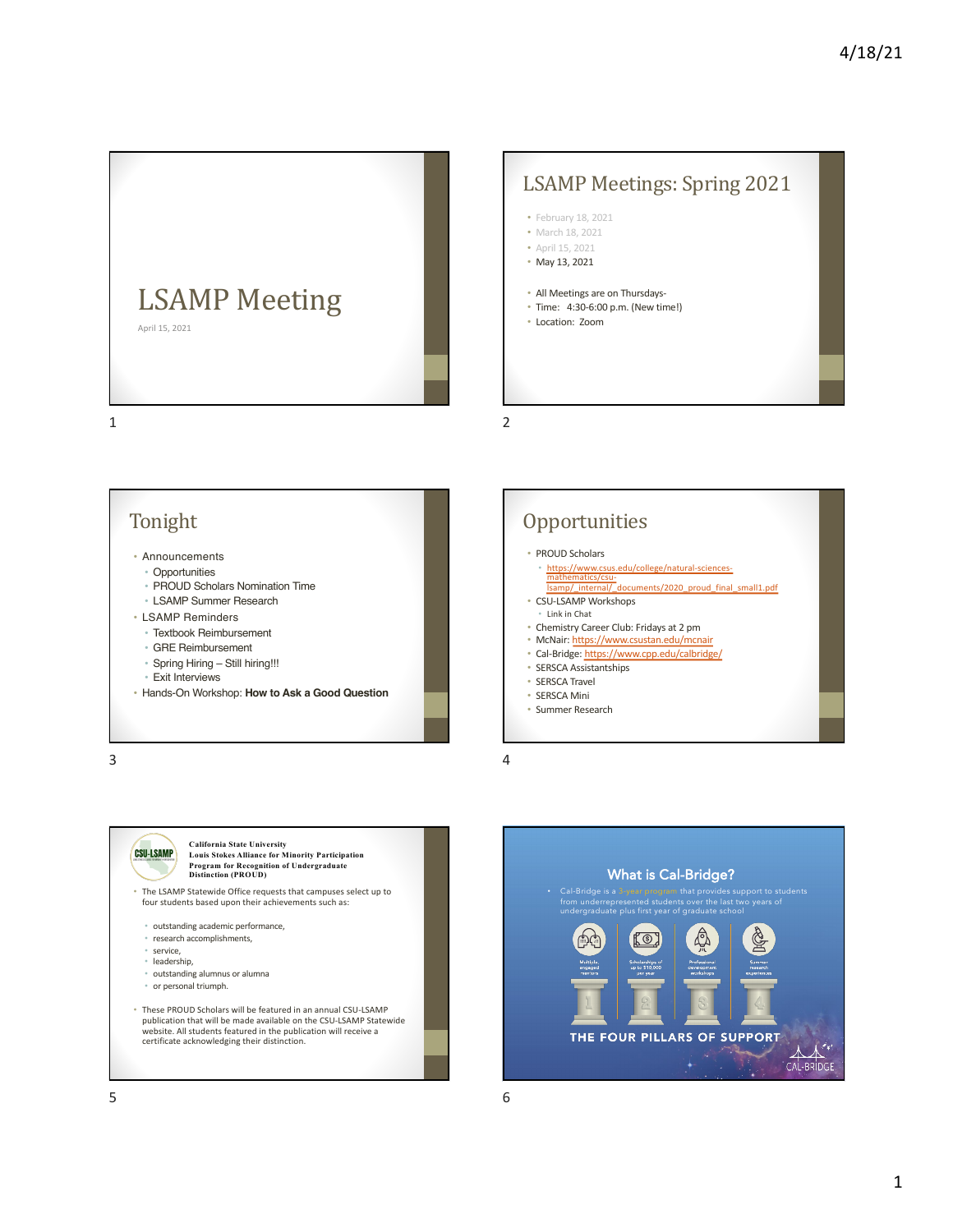# LSAMP Meeting

April 15, 2021

## LSAMP Meetings: Spring 2021

- February 18, 2021
- March 18, 2021
- April 15, 2021
- May 13, 2021

- All Meetings are on Thursdays-
- Time: 4:30-6:00 p.m. (New time!)
- Location: Zoom

## Tonight

- Announcements
  - Opportunities
  - PROUD Scholars Nomination Time
  - LSAMP Summer Research
- LSAMP Reminders
  - Textbook Reimbursement
  - GRE Reimbursement
  - Spring Hiring – Still hiring!!!
  - Exit Interviews
- Hands-On Workshop: **How to Ask a Good Question**

## Opportunities

- PROUD Scholars
  - https://www.csus.edu/college/natural-sciences-mathematics/csu-lsamp/_internal/_documents/2020_proud_final_small1.pdf
- CSU-LSAMP Workshops
  - Link in Chat
- Chemistry Career Club: Fridays at 2 pm
- McNair: https://www.csustan.edu/mcnair
- Cal-Bridge: https://www.cpp.edu/calbridge/
- SERSCA Assistantships
- SERSCA Travel
- SERSCA Mini
- Summer Research

**CSU-LSAMP**

**California State University Louis Stokes Alliance for Minority Participation Program for Recognition of Undergraduate Distinction (PROUD)**

- The LSAMP Statewide Office requests that campuses select up to four students based upon their achievements such as:
  - outstanding academic performance,
  - research accomplishments,
  - service,
  - leadership,
  - outstanding alumnus or alumna
  - or personal triumph.
- These PROUD Scholars will be featured in an annual CSU-LSAMP publication that will be made available on the CSU-LSAMP Statewide website. All students featured in the publication will receive a certificate acknowledging their distinction.

## What is Cal-Bridge?

- Cal-Bridge is a 3-year program that provides support to students from underrepresented students over the last two years of undergraduate plus first year of graduate school

1. Multiple, engaged mentors
2. Scholarships of up to $10,000 per year
3. Professional development workshops
4. Summer research experiences

THE FOUR PILLARS OF SUPPORT

CAL-BRIDGE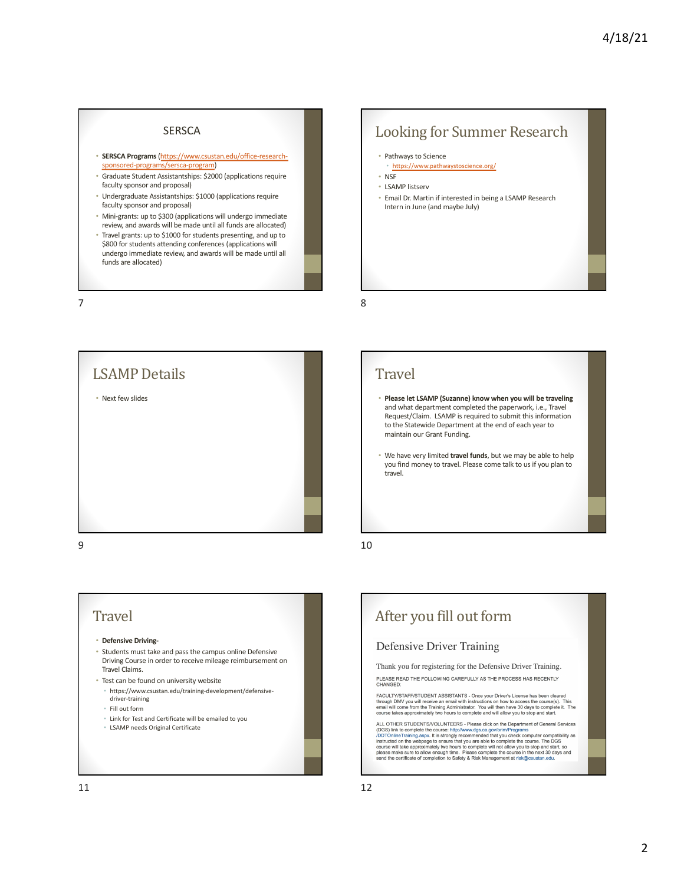## SERSCA

- **SERSCA Programs** (https://www.csustan.edu/office-research-sponsored-programs/sersca-program)
- Graduate Student Assistantships: $2000 (applications require faculty sponsor and proposal)
- Undergraduate Assistantships: $1000 (applications require faculty sponsor and proposal)
- Mini-grants: up to $300 (applications will undergo immediate review, and awards will be made until all funds are allocated)
- Travel grants: up to $1000 for students presenting, and up to $800 for students attending conferences (applications will undergo immediate review, and awards will be made until all funds are allocated)

## Looking for Summer Research

- Pathways to Science
  - https://www.pathwaystoscience.org/
- NSF
- LSAMP listserv
- Email Dr. Martin if interested in being a LSAMP Research Intern in June (and maybe July)

## LSAMP Details

- Next few slides

## Travel

- **Please let LSAMP (Suzanne) know when you will be traveling** and what department completed the paperwork, i.e., Travel Request/Claim. LSAMP is required to submit this information to the Statewide Department at the end of each year to maintain our Grant Funding.
- We have very limited **travel funds**, but we may be able to help you find money to travel. Please come talk to us if you plan to travel.

## Travel

- **Defensive Driving-**
- Students must take and pass the campus online Defensive Driving Course in order to receive mileage reimbursement on Travel Claims.
- Test can be found on university website
  - https://www.csustan.edu/training-development/defensive-driver-training
  - Fill out form
  - Link for Test and Certificate will be emailed to you
  - LSAMP needs Original Certificate

## After you fill out form

### Defensive Driver Training

Thank you for registering for the Defensive Driver Training.

PLEASE READ THE FOLLOWING CAREFULLY AS THE PROCESS HAS RECENTLY CHANGED:

FACULTY/STAFF/STUDENT ASSISTANTS - Once your Driver's License has been cleared through DMV you will receive an email with instructions on how to access the course(s). This email will come from the Training Administrator. You will then have 30 days to complete it. The course takes approximately two hours to complete and will allow you to stop and start.

ALL OTHER STUDENTS/VOLUNTEERS - Please click on the Department of General Services (DGS) link to complete the course: http://www.dgs.ca.gov/orim/Programs/DDTOnlineTraining.aspx. It is strongly recommended that you check computer compatibility as instructed on the webpage to ensure that you are able to complete the course. The DGS course will take approximately two hours to complete and will not allow you to stop and start, so please make sure to allow enough time. Please complete the course in the next 30 days and send the certificate of completion to Safety & Risk Management at risk@csustan.edu.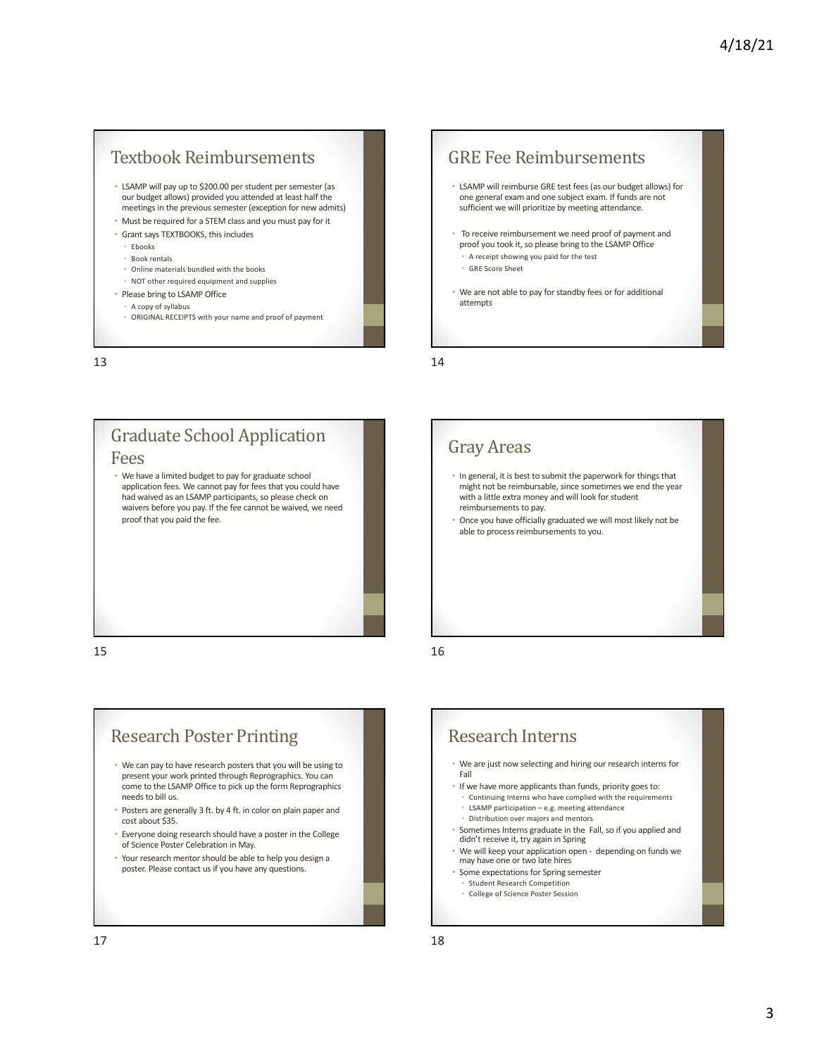## Textbook Reimbursements

- LSAMP will pay up to $200.00 per student per semester (as our budget allows) provided you attended at least half the meetings in the previous semester (exception for new admits)
- Must be required for a STEM class and you must pay for it
- Grant says TEXTBOOKS, this includes
  - Ebooks
  - Book rentals
  - Online materials bundled with the books
  - NOT other required equipment and supplies
- Please bring to LSAMP Office
  - A copy of syllabus
  - ORIGINAL RECEIPTS with your name and proof of payment

## GRE Fee Reimbursements

- LSAMP will reimburse GRE test fees (as our budget allows) for one general exam and one subject exam. If funds are not sufficient we will prioritize by meeting attendance.
- To receive reimbursement we need proof of payment and proof you took it, so please bring to the LSAMP Office
  - A receipt showing you paid for the test
  - GRE Score Sheet
- We are not able to pay for standby fees or for additional attempts

## Graduate School Application Fees

- We have a limited budget to pay for graduate school application fees. We cannot pay for fees that you could have had waived as an LSAMP participants, so please check on waivers before you pay. If the fee cannot be waived, we need proof that you paid the fee.

## Gray Areas

- In general, it is best to submit the paperwork for things that might not be reimbursable, since sometimes we end the year with a little extra money and will look for student reimbursements to pay.
- Once you have officially graduated we will most likely not be able to process reimbursements to you.

## Research Poster Printing

- We can pay to have research posters that you will be using to present your work printed through Reprographics. You can come to the LSAMP Office to pick up the form Reprographics needs to bill us.
- Posters are generally 3 ft. by 4 ft. in color on plain paper and cost about $35.
- Everyone doing research should have a poster in the College of Science Poster Celebration in May.
- Your research mentor should be able to help you design a poster. Please contact us if you have any questions.

## Research Interns

- We are just now selecting and hiring our research interns for Fall
- If we have more applicants than funds, priority goes to:
  - Continuing Interns who have complied with the requirements
  - LSAMP participation – e.g. meeting attendance
  - Distribution over majors and mentors
- Sometimes Interns graduate in the Fall, so if you applied and didn't receive it, try again in Spring
- We will keep your application open - depending on funds we may have one or two late hires
- Some expectations for Spring semester
  - Student Research Competition
  - College of Science Poster Session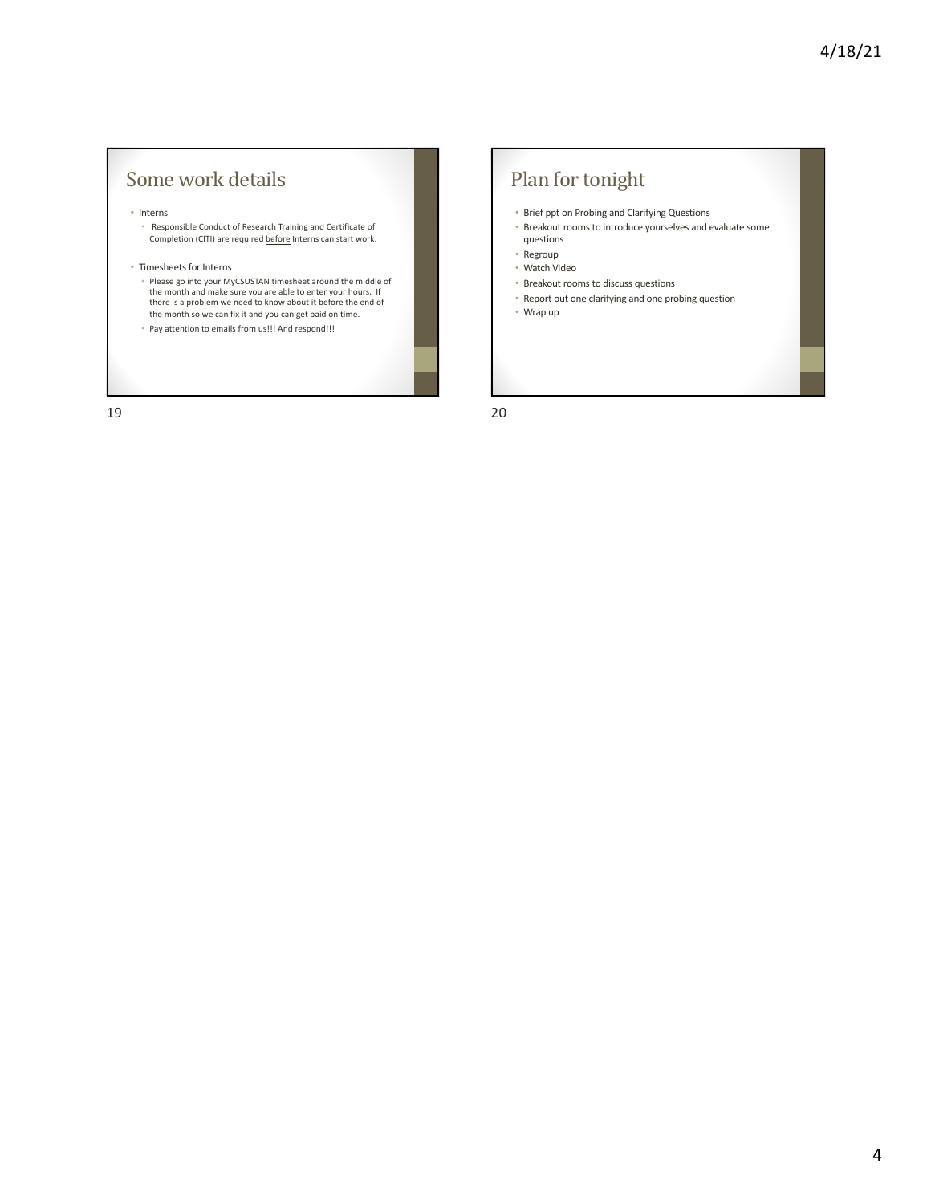## Some work details

- Interns
  - Responsible Conduct of Research Training and Certificate of Completion (CITI) are required before Interns can start work.
- Timesheets for Interns
  - Please go into your MyCSUSTAN timesheet around the middle of the month and make sure you are able to enter your hours. If there is a problem we need to know about it before the end of the month so we can fix it and you can get paid on time.
  - Pay attention to emails from us!!! And respond!!!

## Plan for tonight

- Brief ppt on Probing and Clarifying Questions
- Breakout rooms to introduce yourselves and evaluate some questions
- Regroup
- Watch Video
- Breakout rooms to discuss questions
- Report out one clarifying and one probing question
- Wrap up